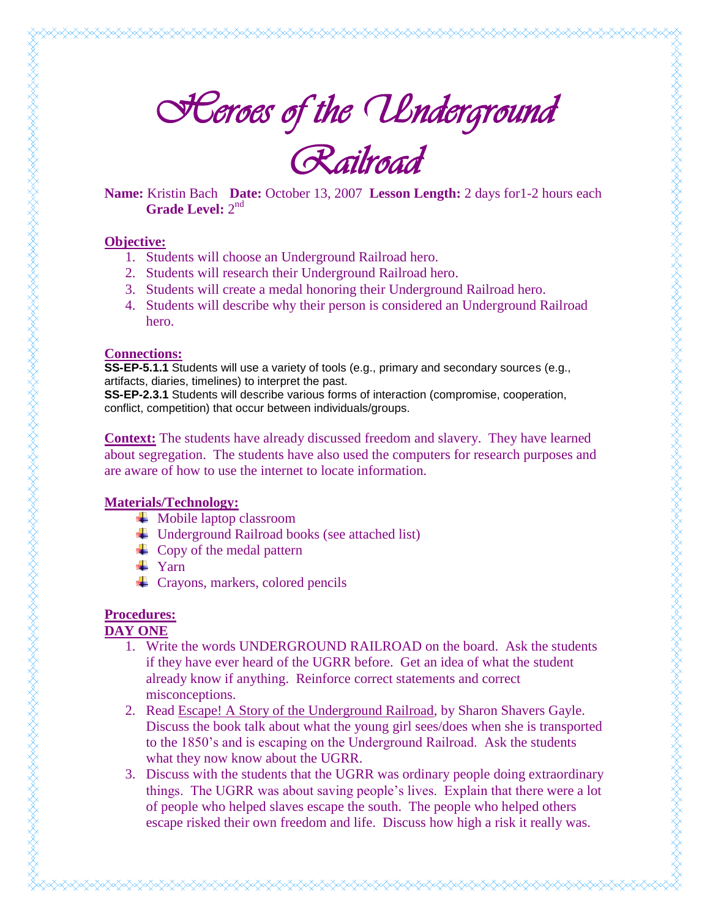# Heroes of the Underground Railroad

**Name:** Kristin Bach **Date:** October 13, 2007 **Lesson Length:** 2 days for1-2 hours each **Grade Level:** 2nd

## Objective:

1. Students will choose an Underground Railroad hero.
2. Students will research their Underground Railroad hero.
3. Students will create a medal honoring their Underground Railroad hero.
4. Students will describe why their person is considered an Underground Railroad hero.

## Connections:

**SS-EP-5.1.1** Students will use a variety of tools (e.g., primary and secondary sources (e.g., artifacts, diaries, timelines) to interpret the past.

**SS-EP-2.3.1** Students will describe various forms of interaction (compromise, cooperation, conflict, competition) that occur between individuals/groups.

**Context:** The students have already discussed freedom and slavery. They have learned about segregation. The students have also used the computers for research purposes and are aware of how to use the internet to locate information.

## Materials/Technology:

- Mobile laptop classroom
- Underground Railroad books (see attached list)
- Copy of the medal pattern
- Yarn
- Crayons, markers, colored pencils

## Procedures:

### DAY ONE

1. Write the words UNDERGROUND RAILROAD on the board. Ask the students if they have ever heard of the UGRR before. Get an idea of what the student already know if anything. Reinforce correct statements and correct misconceptions.
2. Read Escape! A Story of the Underground Railroad, by Sharon Shavers Gayle. Discuss the book talk about what the young girl sees/does when she is transported to the 1850's and is escaping on the Underground Railroad. Ask the students what they now know about the UGRR.
3. Discuss with the students that the UGRR was ordinary people doing extraordinary things. The UGRR was about saving people's lives. Explain that there were a lot of people who helped slaves escape the south. The people who helped others escape risked their own freedom and life. Discuss how high a risk it really was.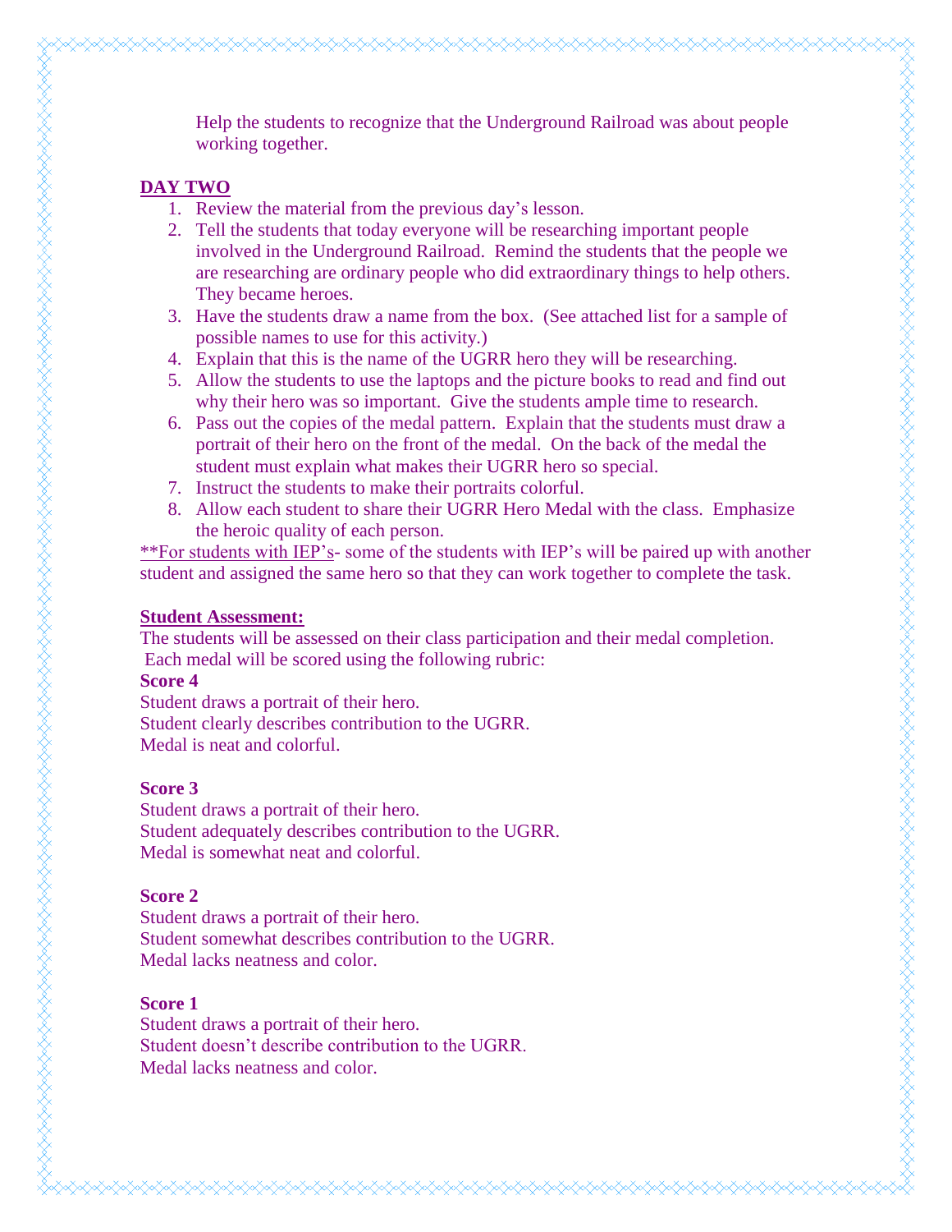Help the students to recognize that the Underground Railroad was about people working together.

**DAY TWO**

1. Review the material from the previous day's lesson.
2. Tell the students that today everyone will be researching important people involved in the Underground Railroad. Remind the students that the people we are researching are ordinary people who did extraordinary things to help others. They became heroes.
3. Have the students draw a name from the box. (See attached list for a sample of possible names to use for this activity.)
4. Explain that this is the name of the UGRR hero they will be researching.
5. Allow the students to use the laptops and the picture books to read and find out why their hero was so important. Give the students ample time to research.
6. Pass out the copies of the medal pattern. Explain that the students must draw a portrait of their hero on the front of the medal. On the back of the medal the student must explain what makes their UGRR hero so special.
7. Instruct the students to make their portraits colorful.
8. Allow each student to share their UGRR Hero Medal with the class. Emphasize the heroic quality of each person.

**For students with IEP's- some of the students with IEP's will be paired up with another student and assigned the same hero so that they can work together to complete the task.

**Student Assessment:**

The students will be assessed on their class participation and their medal completion. Each medal will be scored using the following rubric:

**Score 4**
Student draws a portrait of their hero.
Student clearly describes contribution to the UGRR.
Medal is neat and colorful.

**Score 3**
Student draws a portrait of their hero.
Student adequately describes contribution to the UGRR.
Medal is somewhat neat and colorful.

**Score 2**
Student draws a portrait of their hero.
Student somewhat describes contribution to the UGRR.
Medal lacks neatness and color.

**Score 1**
Student draws a portrait of their hero.
Student doesn't describe contribution to the UGRR.
Medal lacks neatness and color.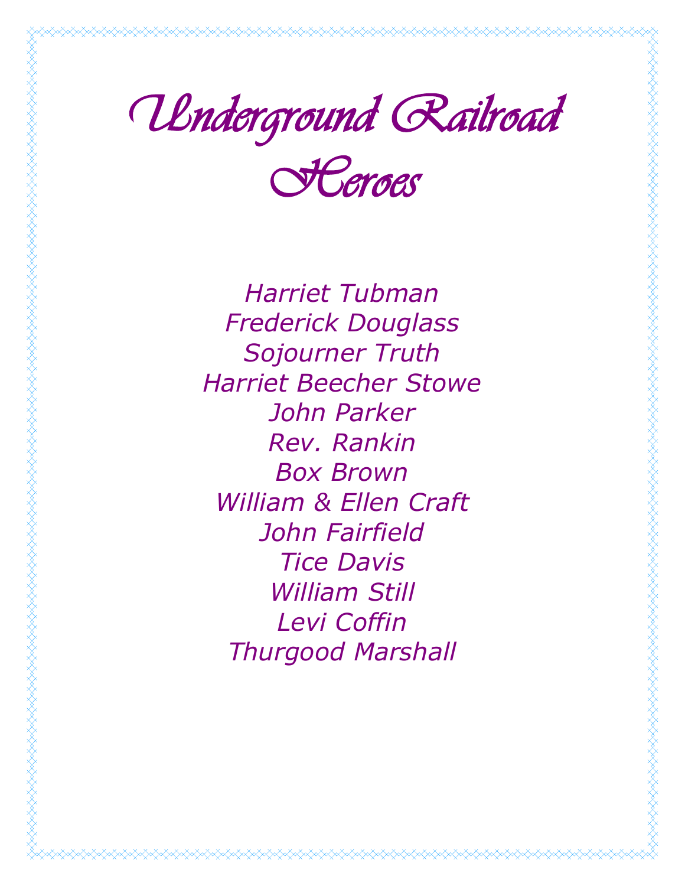# Underground Railroad Heroes

*Harriet Tubman*
*Frederick Douglass*
*Sojourner Truth*
*Harriet Beecher Stowe*
*John Parker*
*Rev. Rankin*
*Box Brown*
*William & Ellen Craft*
*John Fairfield*
*Tice Davis*
*William Still*
*Levi Coffin*
*Thurgood Marshall*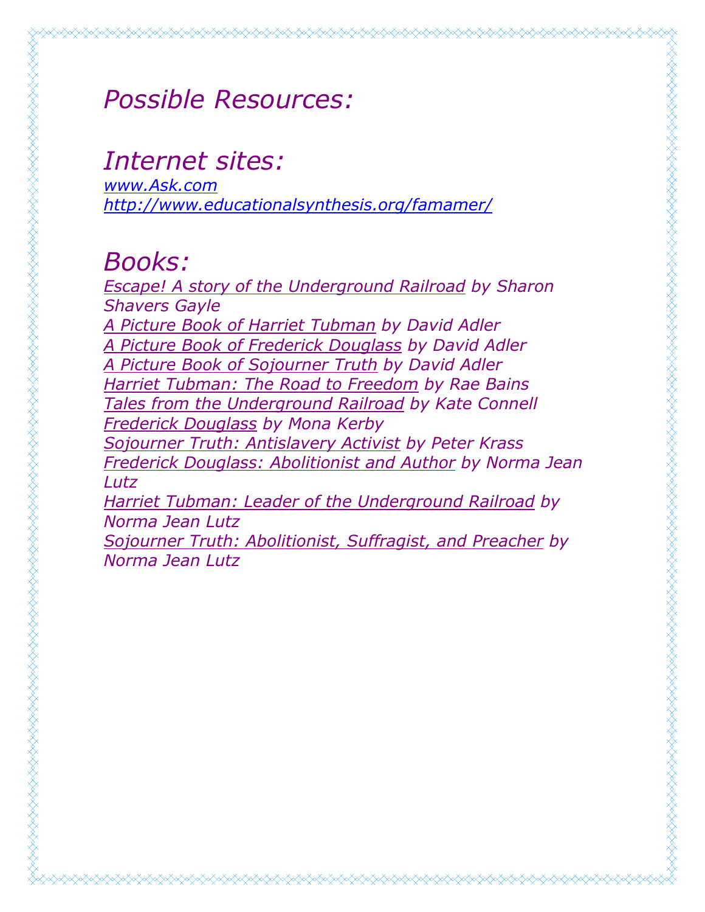# *Possible Resources:*

## *Internet sites:*

*www.Ask.com*
*http://www.educationalsynthesis.org/famamer/*

## *Books:*

*Escape! A story of the Underground Railroad by Sharon Shavers Gayle*
*A Picture Book of Harriet Tubman by David Adler*
*A Picture Book of Frederick Douglass by David Adler*
*A Picture Book of Sojourner Truth by David Adler*
*Harriet Tubman: The Road to Freedom by Rae Bains*
*Tales from the Underground Railroad by Kate Connell*
*Frederick Douglass by Mona Kerby*
*Sojourner Truth: Antislavery Activist by Peter Krass*
*Frederick Douglass: Abolitionist and Author by Norma Jean Lutz*
*Harriet Tubman: Leader of the Underground Railroad by Norma Jean Lutz*
*Sojourner Truth: Abolitionist, Suffragist, and Preacher by Norma Jean Lutz*